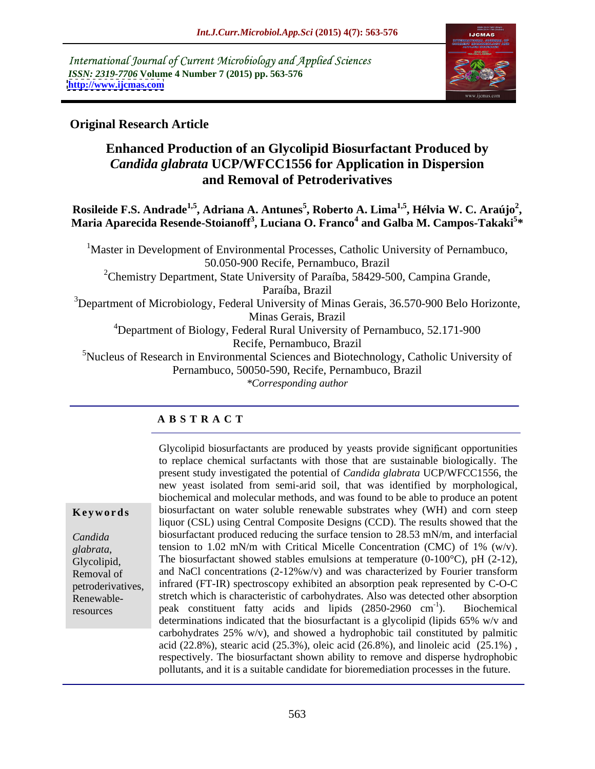International Journal of Current Microbiology and Applied Sciences
*ISSN: 2319-7706* **Volume 4 Number 7 (2015) pp. 563-576**
**http://www.ijcmas.com**

**Original Research Article**

# Enhanced Production of an Glycolipid Biosurfactant Produced by *Candida glabrata* UCP/WFCC1556 for Application in Dispersion and Removal of Petroderivatives

**Rosileide F.S. Andrade[1,5], Adriana A. Antunes[5], Roberto A. Lima[1,5], Hélvia W. C. Araújo[2], Maria Aparecida Resende-Stoianoff[3], Luciana O. Franco[4] and Galba M. Campos-Takaki[5]***

[1]Master in Development of Environmental Processes, Catholic University of Pernambuco, 50.050-900 Recife, Pernambuco, Brazil
[2]Chemistry Department, State University of Paraíba, 58429-500, Campina Grande, Paraíba, Brazil
[3]Department of Microbiology, Federal University of Minas Gerais, 36.570-900 Belo Horizonte, Minas Gerais, Brazil
[4]Department of Biology, Federal Rural University of Pernambuco, 52.171-900 Recife, Pernambuco, Brazil
[5]Nucleus of Research in Environmental Sciences and Biotechnology, Catholic University of Pernambuco, 50050-590, Recife, Pernambuco, Brazil
*\*Corresponding author*

## ABSTRACT

**Keywords**

*Candida glabrata*, Glycolipid, Removal of petroderivatives, Renewable-resources

Glycolipid biosurfactants are produced by yeasts provide significant opportunities to replace chemical surfactants with those that are sustainable biologically. The present study investigated the potential of *Candida glabrata* UCP/WFCC1556, the new yeast isolated from semi-arid soil, that was identified by morphological, biochemical and molecular methods, and was found to be able to produce an potent biosurfactant on water soluble renewable substrates whey (WH) and corn steep liquor (CSL) using Central Composite Designs (CCD). The results showed that the biosurfactant produced reducing the surface tension to 28.53 mN/m, and interfacial tension to 1.02 mN/m with Critical Micelle Concentration (CMC) of 1% (w/v). The biosurfactant showed stables emulsions at temperature (0-100°C), pH (2-12), and NaCl concentrations (2-12%w/v) and was characterized by Fourier transform infrared (FT-IR) spectroscopy exhibited an absorption peak represented by C-O-C stretch which is characteristic of carbohydrates. Also was detected other absorption peak constituent fatty acids and lipids (2850-2960 $cm^{-1}$). Biochemical determinations indicated that the biosurfactant is a glycolipid (lipids 65% w/v and carbohydrates 25% w/v), and showed a hydrophobic tail constituted by palmitic acid (22.8%), stearic acid (25.3%), oleic acid (26.8%), and linoleic acid (25.1%), respectively. The biosurfactant shown ability to remove and disperse hydrophobic pollutants, and it is a suitable candidate for bioremediation processes in the future.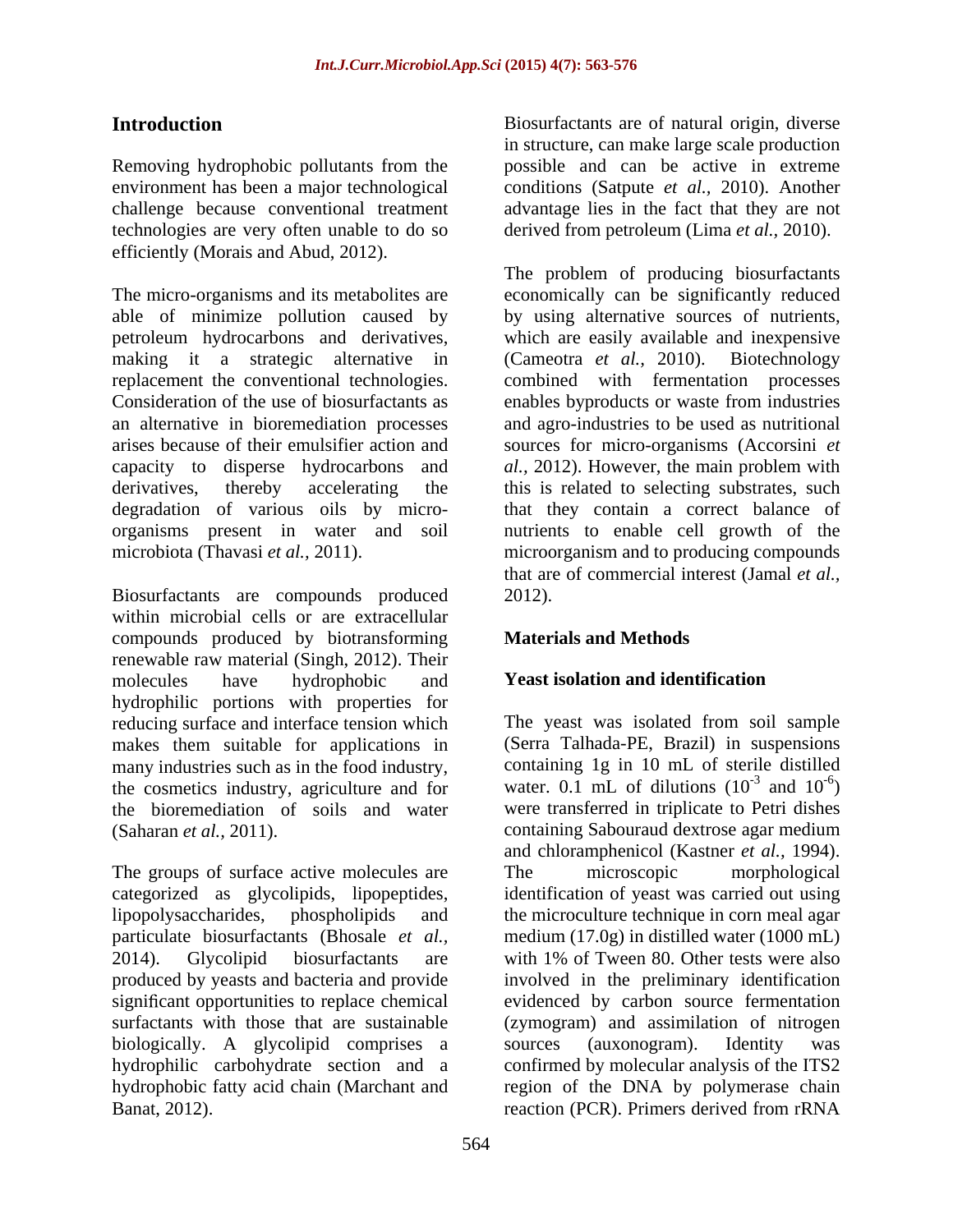## Introduction

Removing hydrophobic pollutants from the environment has been a major technological challenge because conventional treatment technologies are very often unable to do so efficiently (Morais and Abud, 2012).

The micro-organisms and its metabolites are able of minimize pollution caused by petroleum hydrocarbons and derivatives, making it a strategic alternative in replacement the conventional technologies. Consideration of the use of biosurfactants as an alternative in bioremediation processes arises because of their emulsifier action and capacity to disperse hydrocarbons and derivatives, thereby accelerating the degradation of various oils by micro-organisms present in water and soil microbiota (Thavasi *et al.,* 2011).

Biosurfactants are compounds produced within microbial cells or are extracellular compounds produced by biotransforming renewable raw material (Singh, 2012). Their molecules have hydrophobic and hydrophilic portions with properties for reducing surface and interface tension which makes them suitable for applications in many industries such as in the food industry, the cosmetics industry, agriculture and for the bioremediation of soils and water (Saharan *et al.,* 2011).

The groups of surface active molecules are categorized as glycolipids, lipopeptides, lipopolysaccharides, phospholipids and particulate biosurfactants (Bhosale *et al.,* 2014). Glycolipid biosurfactants are produced by yeasts and bacteria and provide significant opportunities to replace chemical surfactants with those that are sustainable biologically. A glycolipid comprises a hydrophilic carbohydrate section and a hydrophobic fatty acid chain (Marchant and Banat, 2012).

Biosurfactants are of natural origin, diverse in structure, can make large scale production possible and can be active in extreme conditions (Satpute *et al.,* 2010). Another advantage lies in the fact that they are not derived from petroleum (Lima *et al.,* 2010).

The problem of producing biosurfactants economically can be significantly reduced by using alternative sources of nutrients, which are easily available and inexpensive (Cameotra *et al.,* 2010). Biotechnology combined with fermentation processes enables byproducts or waste from industries and agro-industries to be used as nutritional sources for micro-organisms (Accorsini *et al.,* 2012). However, the main problem with this is related to selecting substrates, such that they contain a correct balance of nutrients to enable cell growth of the microorganism and to producing compounds that are of commercial interest (Jamal *et al.,* 2012).

## Materials and Methods

### Yeast isolation and identification

The yeast was isolated from soil sample (Serra Talhada-PE, Brazil) in suspensions containing 1g in 10 mL of sterile distilled water. 0.1 mL of dilutions ($10^{-3}$ and $10^{-6}$) were transferred in triplicate to Petri dishes containing Sabouraud dextrose agar medium and chloramphenicol (Kastner *et al.,* 1994). The microscopic morphological identification of yeast was carried out using the microculture technique in corn meal agar medium (17.0g) in distilled water (1000 mL) with 1% of Tween 80. Other tests were also involved in the preliminary identification evidenced by carbon source fermentation (zymogram) and assimilation of nitrogen sources (auxonogram). Identity was confirmed by molecular analysis of the ITS2 region of the DNA by polymerase chain reaction (PCR). Primers derived from rRNA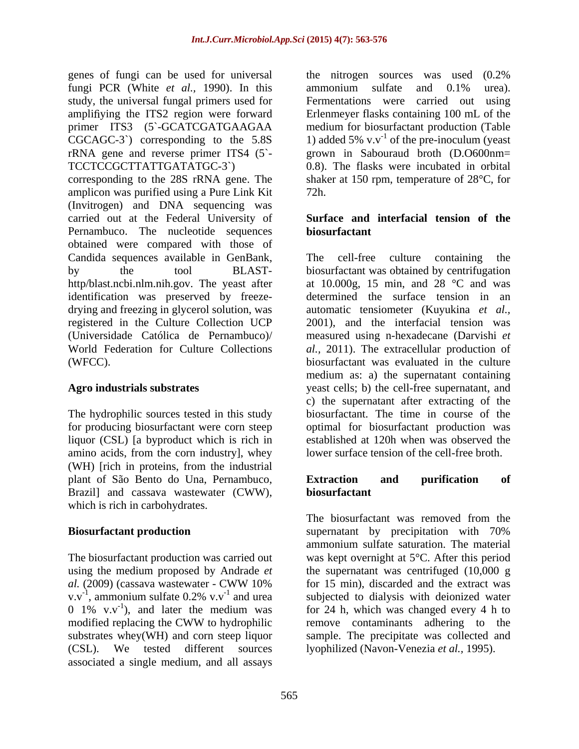genes of fungi can be used for universal fungi PCR (White *et al.*, 1990). In this study, the universal fungal primers used for amplifiying the ITS2 region were forward primer ITS3 (5`-GCATCGATGAAGAA CGCAGC-3`) corresponding to the 5.8S rRNA gene and reverse primer ITS4 (5`-TCCTCCGCTTATTGATATGC-3`) corresponding to the 28S rRNA gene. The amplicon was purified using a Pure Link Kit (Invitrogen) and DNA sequencing was carried out at the Federal University of Pernambuco. The nucleotide sequences obtained were compared with those of Candida sequences available in GenBank, by the tool BLAST-http/blast.ncbi.nlm.nih.gov. The yeast after identification was preserved by freeze-drying and freezing in glycerol solution, was registered in the Culture Collection UCP (Universidade Católica de Pernambuco)/ World Federation for Culture Collections (WFCC).

## Agro industrials substrates

The hydrophilic sources tested in this study for producing biosurfactant were corn steep liquor (CSL) [a byproduct which is rich in amino acids, from the corn industry], whey (WH) [rich in proteins, from the industrial plant of São Bento do Una, Pernambuco, Brazil] and cassava wastewater (CWW), which is rich in carbohydrates.

## Biosurfactant production

The biosurfactant production was carried out using the medium proposed by Andrade *et al.* (2009) (cassava wastewater - CWW 10% $v.v^{-1}$, ammonium sulfate 0.2% $v.v^{-1}$ and urea 0 1% $v.v^{-1}$), and later the medium was modified replacing the CWW to hydrophilic substrates whey(WH) and corn steep liquor (CSL). We tested different sources associated a single medium, and all assays the nitrogen sources was used (0.2% ammonium sulfate and 0.1% urea). Fermentations were carried out using Erlenmeyer flasks containing 100 mL of the medium for biosurfactant production (Table 1) added 5% $v.v^{-1}$ of the pre-inoculum (yeast grown in Sabouraud broth (D.O600nm= 0.8). The flasks were incubated in orbital shaker at 150 rpm, temperature of 28°C, for 72h.

## Surface and interfacial tension of the biosurfactant

The cell-free culture containing the biosurfactant was obtained by centrifugation at 10.000g, 15 min, and 28 °C and was determined the surface tension in an automatic tensiometer (Kuyukina *et al.*, 2001), and the interfacial tension was measured using n-hexadecane (Darvishi *et al.*, 2011). The extracellular production of biosurfactant was evaluated in the culture medium as: a) the supernatant containing yeast cells; b) the cell-free supernatant, and c) the supernatant after extracting of the biosurfactant. The time in course of the optimal for biosurfactant production was established at 120h when was observed the lower surface tension of the cell-free broth.

## Extraction and purification of biosurfactant

The biosurfactant was removed from the supernatant by precipitation with 70% ammonium sulfate saturation. The material was kept overnight at 5°C. After this period the supernatant was centrifuged (10,000 g for 15 min), discarded and the extract was subjected to dialysis with deionized water for 24 h, which was changed every 4 h to remove contaminants adhering to the sample. The precipitate was collected and lyophilized (Navon-Venezia *et al.*, 1995).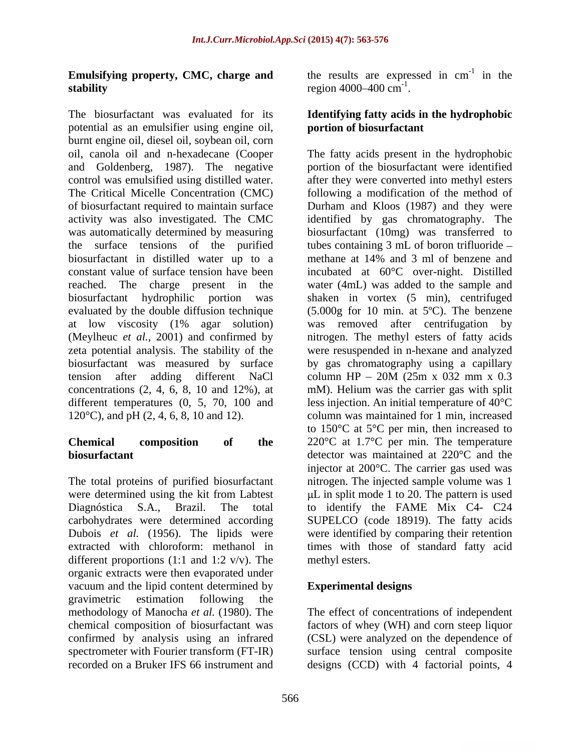### Emulsifying property, CMC, charge and stability

The biosurfactant was evaluated for its potential as an emulsifier using engine oil, burnt engine oil, diesel oil, soybean oil, corn oil, canola oil and n-hexadecane (Cooper and Goldenberg, 1987). The negative control was emulsified using distilled water. The Critical Micelle Concentration (CMC) of biosurfactant required to maintain surface activity was also investigated. The CMC was automatically determined by measuring the surface tensions of the purified biosurfactant in distilled water up to a constant value of surface tension have been reached. The charge present in the biosurfactant hydrophilic portion was evaluated by the double diffusion technique at low viscosity (1% agar solution) (Meylheuc *et al.*, 2001) and confirmed by zeta potential analysis. The stability of the biosurfactant was measured by surface tension after adding different NaCl concentrations (2, 4, 6, 8, 10 and 12%), at different temperatures (0, 5, 70, 100 and 120°C), and pH (2, 4, 6, 8, 10 and 12).

### Chemical composition of the biosurfactant

The total proteins of purified biosurfactant were determined using the kit from Labtest Diagnóstica S.A., Brazil. The total carbohydrates were determined according Dubois *et al.* (1956). The lipids were extracted with chloroform: methanol in different proportions (1:1 and 1:2 v/v). The organic extracts were then evaporated under vacuum and the lipid content determined by gravimetric estimation following the methodology of Manocha *et al.* (1980). The chemical composition of biosurfactant was confirmed by analysis using an infrared spectrometer with Fourier transform (FT-IR) recorded on a Bruker IFS 66 instrument and the results are expressed in $cm^{-1}$ in the region 4000–400 $cm^{-1}$.

### Identifying fatty acids in the hydrophobic portion of biosurfactant

The fatty acids present in the hydrophobic portion of the biosurfactant were identified after they were converted into methyl esters following a modification of the method of Durham and Kloos (1987) and they were identified by gas chromatography. The biosurfactant (10mg) was transferred to tubes containing 3 mL of boron trifluoride – methane at 14% and 3 ml of benzene and incubated at 60°C over-night. Distilled water (4mL) was added to the sample and shaken in vortex (5 min), centrifuged (5.000g for 10 min. at 5ºC). The benzene was removed after centrifugation by nitrogen. The methyl esters of fatty acids were resuspended in n-hexane and analyzed by gas chromatography using a capillary column HP – 20M (25m x 032 mm x 0.3 mM). Helium was the carrier gas with split less injection. An initial temperature of 40°C column was maintained for 1 min, increased to 150°C at 5°C per min, then increased to 220°C at 1.7°C per min. The temperature detector was maintained at 220°C and the injector at 200°C. The carrier gas used was nitrogen. The injected sample volume was 1 μL in split mode 1 to 20. The pattern is used to identify the FAME Mix C4- C24 SUPELCO (code 18919). The fatty acids were identified by comparing their retention times with those of standard fatty acid methyl esters.

### Experimental designs

The effect of concentrations of independent factors of whey (WH) and corn steep liquor (CSL) were analyzed on the dependence of surface tension using central composite designs (CCD) with 4 factorial points, 4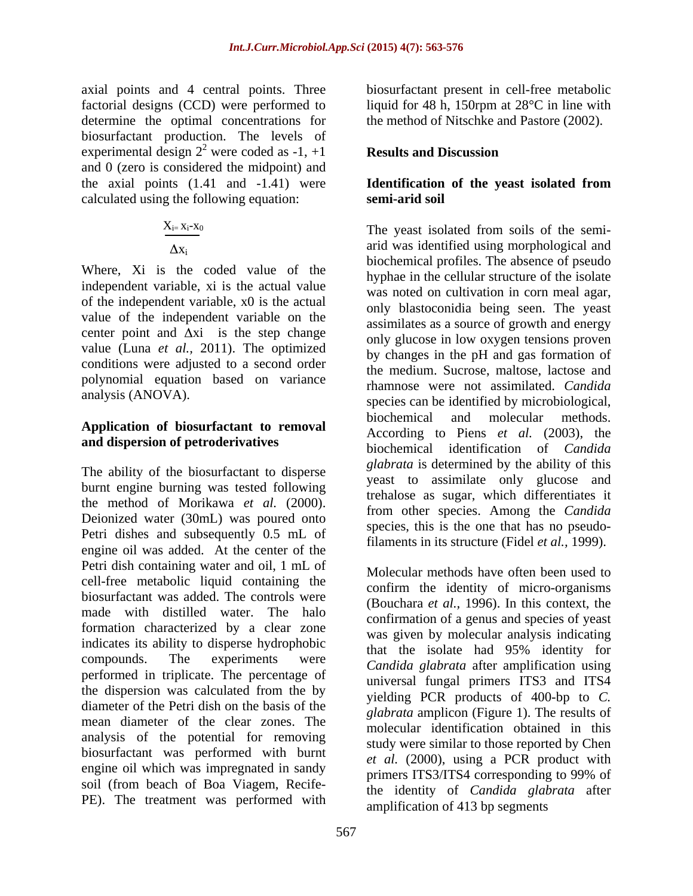axial points and 4 central points. Three factorial designs (CCD) were performed to determine the optimal concentrations for biosurfactant production. The levels of experimental design $2^2$ were coded as -1, +1 and 0 (zero is considered the midpoint) and the axial points (1.41 and -1.41) were calculated using the following equation:

$$X_i = \frac{x_i - x_0}{\Delta x_i}$$

Where, Xi is the coded value of the independent variable, xi is the actual value of the independent variable, x0 is the actual value of the independent variable on the center point and Δxi is the step change value (Luna *et al.*, 2011). The optimized conditions were adjusted to a second order polynomial equation based on variance analysis (ANOVA).

### Application of biosurfactant to removal and dispersion of petroderivatives

The ability of the biosurfactant to disperse burnt engine burning was tested following the method of Morikawa *et al.* (2000). Deionized water (30mL) was poured onto Petri dishes and subsequently 0.5 mL of engine oil was added. At the center of the Petri dish containing water and oil, 1 mL of cell-free metabolic liquid containing the biosurfactant was added. The controls were made with distilled water. The halo formation characterized by a clear zone indicates its ability to disperse hydrophobic compounds. The experiments were performed in triplicate. The percentage of the dispersion was calculated from the by diameter of the Petri dish on the basis of the mean diameter of the clear zones. The analysis of the potential for removing biosurfactant was performed with burnt engine oil which was impregnated in sandy soil (from beach of Boa Viagem, Recife-PE). The treatment was performed with biosurfactant present in cell-free metabolic liquid for 48 h, 150rpm at 28°C in line with the method of Nitschke and Pastore (2002).

## Results and Discussion

### Identification of the yeast isolated from semi-arid soil

The yeast isolated from soils of the semi-arid was identified using morphological and biochemical profiles. The absence of pseudo hyphae in the cellular structure of the isolate was noted on cultivation in corn meal agar, only blastoconidia being seen. The yeast assimilates as a source of growth and energy only glucose in low oxygen tensions proven by changes in the pH and gas formation of the medium. Sucrose, maltose, lactose and rhamnose were not assimilated. *Candida* species can be identified by microbiological, biochemical and molecular methods. According to Piens *et al.* (2003), the biochemical identification of *Candida glabrata* is determined by the ability of this yeast to assimilate only glucose and trehalose as sugar, which differentiates it from other species. Among the *Candida* species, this is the one that has no pseudo-filaments in its structure (Fidel *et al.,* 1999).

Molecular methods have often been used to confirm the identity of micro-organisms (Bouchara *et al.,* 1996). In this context, the confirmation of a genus and species of yeast was given by molecular analysis indicating that the isolate had 95% identity for *Candida glabrata* after amplification using universal fungal primers ITS3 and ITS4 yielding PCR products of 400-bp to *C. glabrata* amplicon (Figure 1). The results of molecular identification obtained in this study were similar to those reported by Chen *et al.* (2000), using a PCR product with primers ITS3/ITS4 corresponding to 99% of the identity of *Candida glabrata* after amplification of 413 bp segments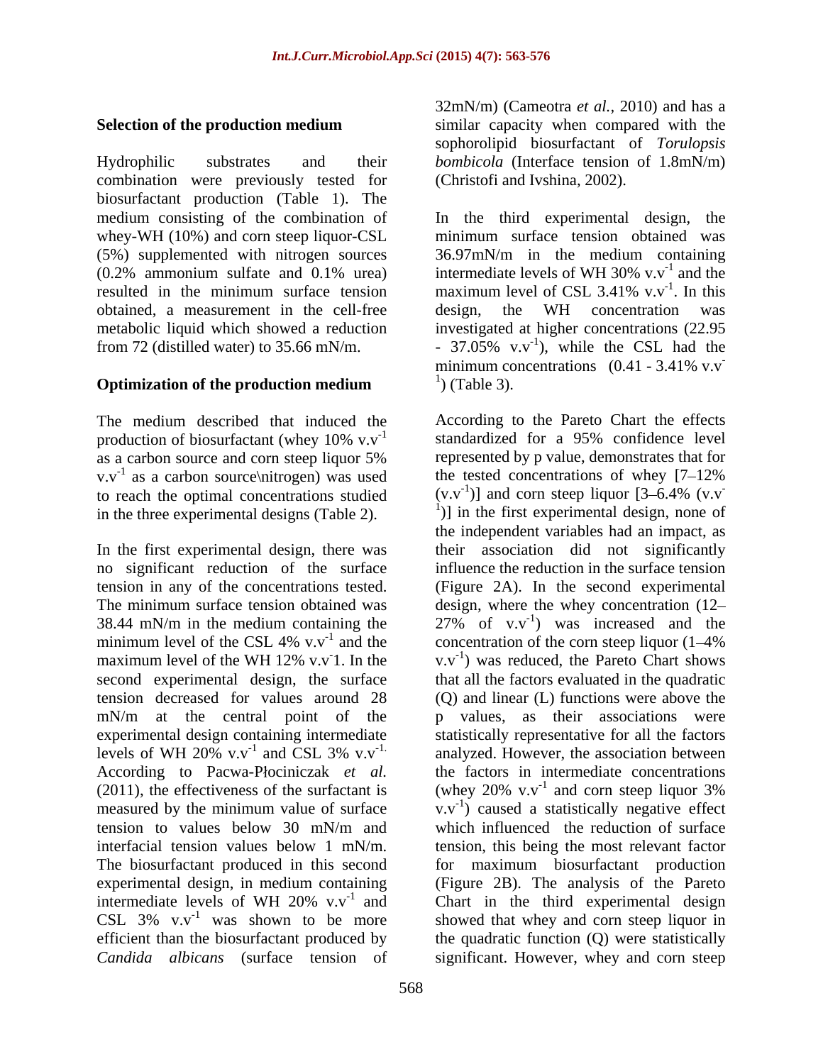### Selection of the production medium

Hydrophilic substrates and their combination were previously tested for biosurfactant production (Table 1). The medium consisting of the combination of whey-WH (10%) and corn steep liquor-CSL (5%) supplemented with nitrogen sources (0.2% ammonium sulfate and 0.1% urea) resulted in the minimum surface tension obtained, a measurement in the cell-free metabolic liquid which showed a reduction from 72 (distilled water) to 35.66 mN/m.

### Optimization of the production medium

The medium described that induced the production of biosurfactant (whey 10% $v.v^{-1}$ as a carbon source and corn steep liquor 5% $v.v^{-1}$ as a carbon source\nitrogen) was used to reach the optimal concentrations studied in the three experimental designs (Table 2).

In the first experimental design, there was no significant reduction of the surface tension in any of the concentrations tested. The minimum surface tension obtained was 38.44 mN/m in the medium containing the minimum level of the CSL 4% $v.v^{-1}$ and the maximum level of the WH 12% $v.v^{-}1$. In the second experimental design, the surface tension decreased for values around 28 mN/m at the central point of the experimental design containing intermediate levels of WH 20% $v.v^{-1}$ and CSL 3% $v.v^{-1.}$ According to Pacwa-Płociniczak *et al.* (2011), the effectiveness of the surfactant is measured by the minimum value of surface tension to values below 30 mN/m and interfacial tension values below 1 mN/m. The biosurfactant produced in this second experimental design, in medium containing intermediate levels of WH 20% $v.v^{-1}$ and CSL 3% $v.v^{-1}$ was shown to be more efficient than the biosurfactant produced by *Candida albicans* (surface tension of 32mN/m) (Cameotra *et al.*, 2010) and has a similar capacity when compared with the sophorolipid biosurfactant of *Torulopsis bombicola* (Interface tension of 1.8mN/m) (Christofi and Ivshina, 2002).

In the third experimental design, the minimum surface tension obtained was 36.97mN/m in the medium containing intermediate levels of WH 30% $v.v^{-1}$ and the maximum level of CSL 3.41% $v.v^{-1}$. In this design, the WH concentration was investigated at higher concentrations (22.95 - 37.05% $v.v^{-1}$), while the CSL had the minimum concentrations (0.41 - 3.41% $v.v^{-1}$) (Table 3).

According to the Pareto Chart the effects standardized for a 95% confidence level represented by p value, demonstrates that for the tested concentrations of whey [7–12% ($v.v^{-1}$)] and corn steep liquor [3–6.4% ($v.v^{-1}$)] in the first experimental design, none of the independent variables had an impact, as their association did not significantly influence the reduction in the surface tension (Figure 2A). In the second experimental design, where the whey concentration (12–27% of $v.v^{-1}$) was increased and the concentration of the corn steep liquor (1–4% $v.v^{-1}$) was reduced, the Pareto Chart shows that all the factors evaluated in the quadratic (Q) and linear (L) functions were above the p values, as their associations were statistically representative for all the factors analyzed. However, the association between the factors in intermediate concentrations (whey 20% $v.v^{-1}$ and corn steep liquor 3% $v.v^{-1}$) caused a statistically negative effect which influenced the reduction of surface tension, this being the most relevant factor for maximum biosurfactant production (Figure 2B). The analysis of the Pareto Chart in the third experimental design showed that whey and corn steep liquor in the quadratic function (Q) were statistically significant. However, whey and corn steep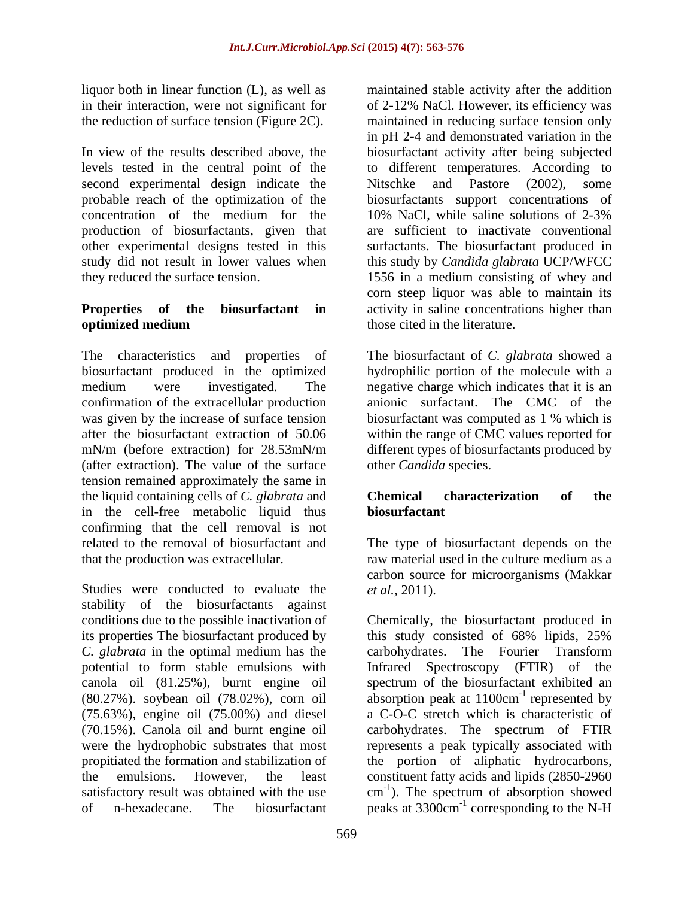liquor both in linear function (L), as well as in their interaction, were not significant for the reduction of surface tension (Figure 2C).

In view of the results described above, the levels tested in the central point of the second experimental design indicate the probable reach of the optimization of the concentration of the medium for the production of biosurfactants, given that other experimental designs tested in this study did not result in lower values when they reduced the surface tension.

**Properties of the biosurfactant in optimized medium**

The characteristics and properties of biosurfactant produced in the optimized medium were investigated. The confirmation of the extracellular production was given by the increase of surface tension after the biosurfactant extraction of 50.06 mN/m (before extraction) for 28.53mN/m (after extraction). The value of the surface tension remained approximately the same in the liquid containing cells of *C. glabrata* and in the cell-free metabolic liquid thus confirming that the cell removal is not related to the removal of biosurfactant and that the production was extracellular.

Studies were conducted to evaluate the stability of the biosurfactants against conditions due to the possible inactivation of its properties The biosurfactant produced by *C. glabrata* in the optimal medium has the potential to form stable emulsions with canola oil (81.25%), burnt engine oil (80.27%). soybean oil (78.02%), corn oil (75.63%), engine oil (75.00%) and diesel (70.15%). Canola oil and burnt engine oil were the hydrophobic substrates that most propitiated the formation and stabilization of the emulsions. However, the least satisfactory result was obtained with the use of n-hexadecane. The biosurfactant maintained stable activity after the addition of 2-12% NaCl. However, its efficiency was maintained in reducing surface tension only in pH 2-4 and demonstrated variation in the biosurfactant activity after being subjected to different temperatures. According to Nitschke and Pastore (2002), some biosurfactants support concentrations of 10% NaCl, while saline solutions of 2-3% are sufficient to inactivate conventional surfactants. The biosurfactant produced in this study by *Candida glabrata* UCP/WFCC 1556 in a medium consisting of whey and corn steep liquor was able to maintain its activity in saline concentrations higher than those cited in the literature.

The biosurfactant of *C. glabrata* showed a hydrophilic portion of the molecule with a negative charge which indicates that it is an anionic surfactant. The CMC of the biosurfactant was computed as 1 % which is within the range of CMC values reported for different types of biosurfactants produced by other *Candida* species.

**Chemical characterization of the biosurfactant**

The type of biosurfactant depends on the raw material used in the culture medium as a carbon source for microorganisms (Makkar *et al.*, 2011).

Chemically, the biosurfactant produced in this study consisted of 68% lipids, 25% carbohydrates. The Fourier Transform Infrared Spectroscopy (FTIR) of the spectrum of the biosurfactant exhibited an absorption peak at $1100cm^{-1}$ represented by a C-O-C stretch which is characteristic of carbohydrates. The spectrum of FTIR represents a peak typically associated with the portion of aliphatic hydrocarbons, constituent fatty acids and lipids (2850-2960 $cm^{-1}$). The spectrum of absorption showed peaks at $3300cm^{-1}$ corresponding to the N-H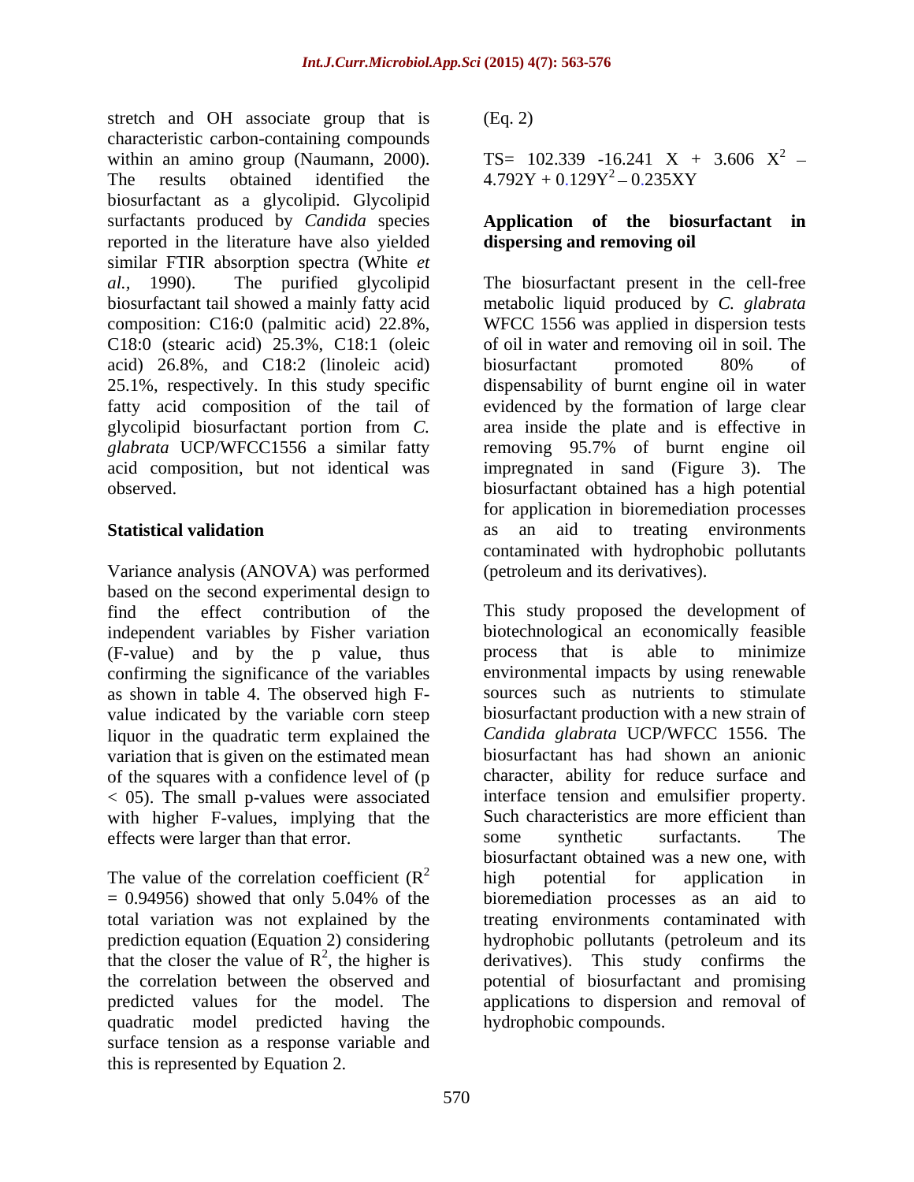stretch and OH associate group that is characteristic carbon-containing compounds within an amino group (Naumann, 2000). The results obtained identified the biosurfactant as a glycolipid. Glycolipid surfactants produced by *Candida* species reported in the literature have also yielded similar FTIR absorption spectra (White *et al.*, 1990). The purified glycolipid biosurfactant tail showed a mainly fatty acid composition: C16:0 (palmitic acid) 22.8%, C18:0 (stearic acid) 25.3%, C18:1 (oleic acid) 26.8%, and C18:2 (linoleic acid) 25.1%, respectively. In this study specific fatty acid composition of the tail of glycolipid biosurfactant portion from *C. glabrata* UCP/WFCC1556 a similar fatty acid composition, but not identical was observed.

## Statistical validation

Variance analysis (ANOVA) was performed based on the second experimental design to find the effect contribution of the independent variables by Fisher variation (F-value) and by the p value, thus confirming the significance of the variables as shown in table 4. The observed high F-value indicated by the variable corn steep liquor in the quadratic term explained the variation that is given on the estimated mean of the squares with a confidence level of ($p < 05$). The small p-values were associated with higher F-values, implying that the effects were larger than that error.

The value of the correlation coefficient ($R^2 = 0.94956$) showed that only 5.04% of the total variation was not explained by the prediction equation (Equation 2) considering that the closer the value of $R^2$, the higher is the correlation between the observed and predicted values for the model. The quadratic model predicted having the surface tension as a response variable and this is represented by Equation 2.

(Eq. 2)

$$TS = 102.339 - 16.241\ X + 3.606\ X^2 - 4.792Y + 0.129Y^2 - 0.235XY$$

## Application of the biosurfactant in dispersing and removing oil

The biosurfactant present in the cell-free metabolic liquid produced by *C. glabrata* WFCC 1556 was applied in dispersion tests of oil in water and removing oil in soil. The biosurfactant promoted 80% of dispensability of burnt engine oil in water evidenced by the formation of large clear area inside the plate and is effective in removing 95.7% of burnt engine oil impregnated in sand (Figure 3). The biosurfactant obtained has a high potential for application in bioremediation processes as an aid to treating environments contaminated with hydrophobic pollutants (petroleum and its derivatives).

This study proposed the development of biotechnological an economically feasible process that is able to minimize environmental impacts by using renewable sources such as nutrients to stimulate biosurfactant production with a new strain of *Candida glabrata* UCP/WFCC 1556. The biosurfactant has had shown an anionic character, ability for reduce surface and interface tension and emulsifier property. Such characteristics are more efficient than some synthetic surfactants. The biosurfactant obtained was a new one, with high potential for application in bioremediation processes as an aid to treating environments contaminated with hydrophobic pollutants (petroleum and its derivatives). This study confirms the potential of biosurfactant and promising applications to dispersion and removal of hydrophobic compounds.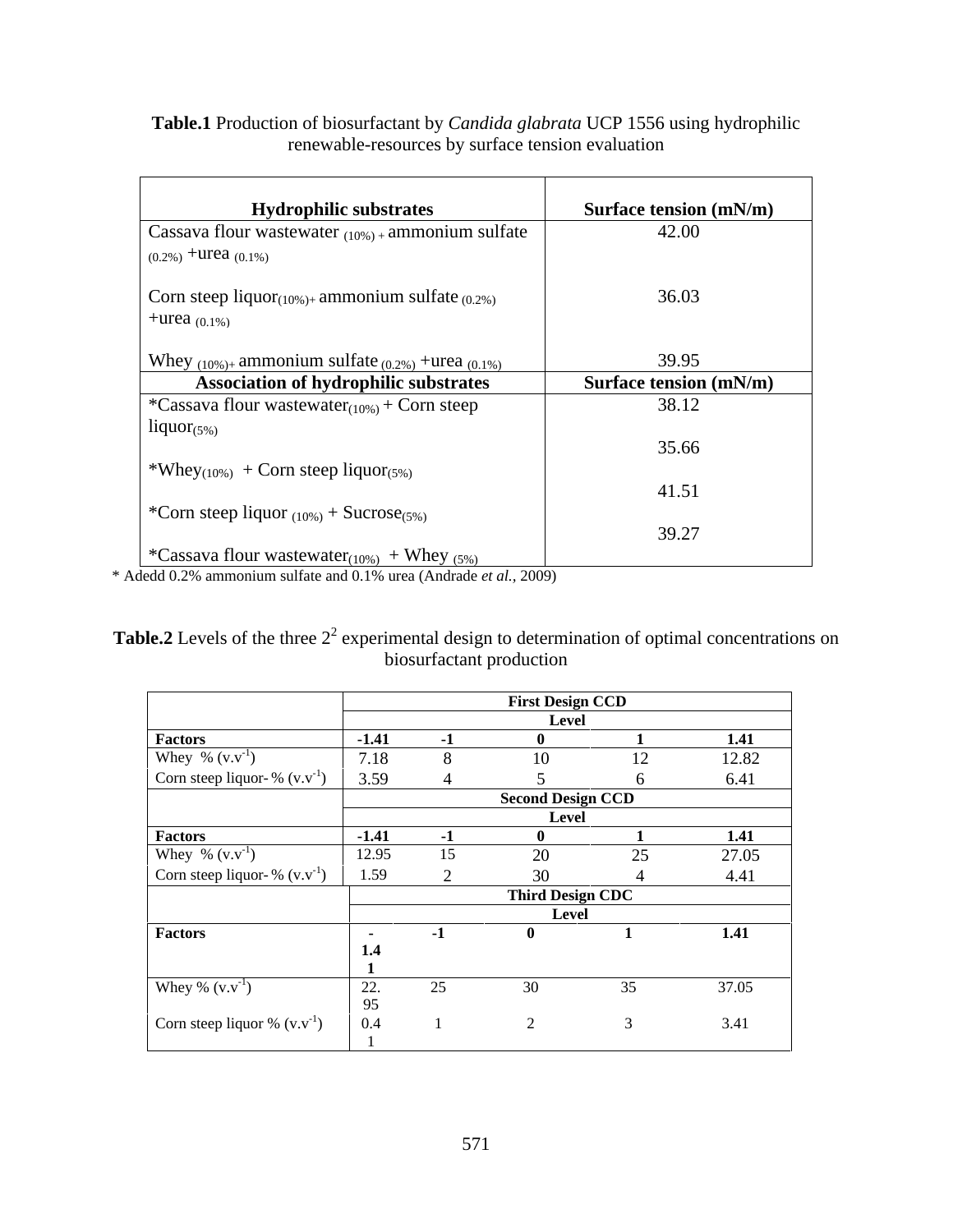**Table.1** Production of biosurfactant by *Candida glabrata* UCP 1556 using hydrophilic renewable-resources by surface tension evaluation

| Hydrophilic substrates | Surface tension (mN/m) |
|---|---|
| Cassava flour wastewater $_{(10\%)}$ + ammonium sulfate $_{(0.2\%)}$ +urea $_{(0.1\%)}$ | 42.00 |
| Corn steep liquor$_{(10\%)}$+ ammonium sulfate $_{(0.2\%)}$ +urea $_{(0.1\%)}$ | 36.03 |
| Whey $_{(10\%)}$+ ammonium sulfate $_{(0.2\%)}$ +urea $_{(0.1\%)}$ | 39.95 |
| **Association of hydrophilic substrates** | **Surface tension (mN/m)** |
| *Cassava flour wastewater$_{(10\%)}$ + Corn steep liquor$_{(5\%)}$ | 38.12 |
| *Whey$_{(10\%)}$ + Corn steep liquor$_{(5\%)}$ | 35.66 |
| *Corn steep liquor $_{(10\%)}$ + Sucrose$_{(5\%)}$ | 41.51 |
| *Cassava flour wastewater$_{(10\%)}$ + Whey $_{(5\%)}$ | 39.27 |

* Adedd 0.2% ammonium sulfate and 0.1% urea (Andrade *et al.*, 2009)

**Table.2** Levels of the three $2^2$ experimental design to determination of optimal concentrations on biosurfactant production

| | First Design CCD | | | | |
|---|---|---|---|---|---|
| | Level | | | | |
| **Factors** | **-1.41** | **-1** | **0** | **1** | **1.41** |
| Whey % ($v.v^{-1}$) | 7.18 | 8 | 10 | 12 | 12.82 |
| Corn steep liquor- % ($v.v^{-1}$) | 3.59 | 4 | 5 | 6 | 6.41 |
| | **Second Design CCD** | | | | |
| | **Level** | | | | |
| **Factors** | **-1.41** | **-1** | **0** | **1** | **1.41** |
| Whey % ($v.v^{-1}$) | 12.95 | 15 | 20 | 25 | 27.05 |
| Corn steep liquor- % ($v.v^{-1}$) | 1.59 | 2 | 30 | 4 | 4.41 |
| | **Third Design CDC** | | | | |
| | **Level** | | | | |
| **Factors** | **-1.41** | **-1** | **0** | **1** | **1.41** |
| Whey % ($v.v^{-1}$) | 22.95 | 25 | 30 | 35 | 37.05 |
| Corn steep liquor % ($v.v^{-1}$) | 0.41 | 1 | 2 | 3 | 3.41 |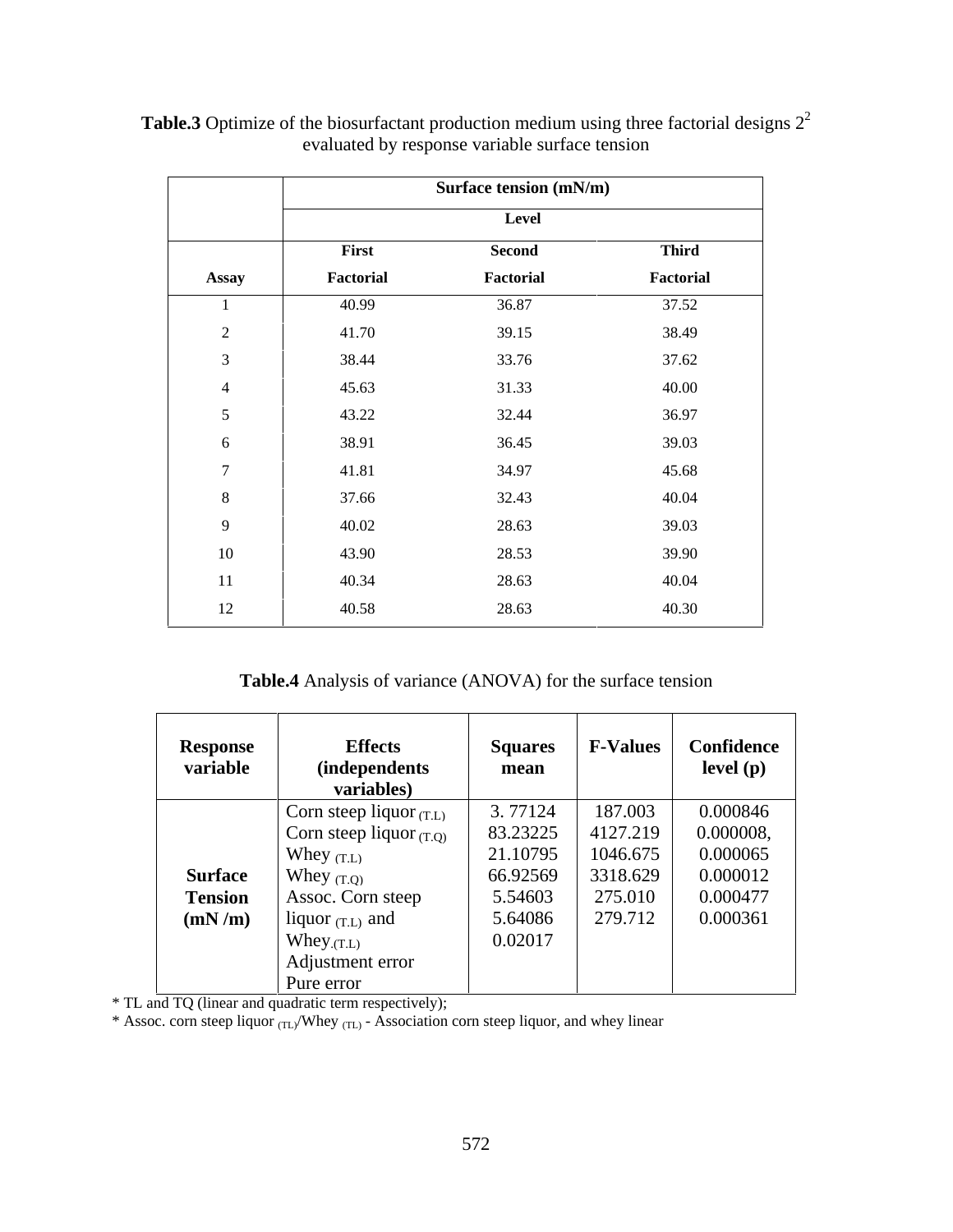**Table.3** Optimize of the biosurfactant production medium using three factorial designs $2^2$ evaluated by response variable surface tension

| | Surface tension (mN/m) | | |
|---|---|---|---|
| | Level | | |
| **Assay** | **First Factorial** | **Second Factorial** | **Third Factorial** |
| 1 | 40.99 | 36.87 | 37.52 |
| 2 | 41.70 | 39.15 | 38.49 |
| 3 | 38.44 | 33.76 | 37.62 |
| 4 | 45.63 | 31.33 | 40.00 |
| 5 | 43.22 | 32.44 | 36.97 |
| 6 | 38.91 | 36.45 | 39.03 |
| 7 | 41.81 | 34.97 | 45.68 |
| 8 | 37.66 | 32.43 | 40.04 |
| 9 | 40.02 | 28.63 | 39.03 |
| 10 | 43.90 | 28.53 | 39.90 |
| 11 | 40.34 | 28.63 | 40.04 |
| 12 | 40.58 | 28.63 | 40.30 |

**Table.4** Analysis of variance (ANOVA) for the surface tension

| Response variable | Effects (independents variables) | Squares mean | F-Values | Confidence level (p) |
|---|---|---|---|---|
| **Surface Tension (mN /m)** | Corn steep liquor $_{(T.L)}$ | 3. 77124 | 187.003 | 0.000846 |
| | Corn steep liquor $_{(T.Q)}$ | 83.23225 | 4127.219 | 0.000008, |
| | Whey $_{(T.L)}$ | 21.10795 | 1046.675 | 0.000065 |
| | Whey $_{(T.Q)}$ | 66.92569 | 3318.629 | 0.000012 |
| | Assoc. Corn steep liquor $_{(T.L)}$ and Whey $_{(T.L)}$ | 5.54603 | 275.010 | 0.000477 |
| | Adjustment error | 5.64086 | 279.712 | 0.000361 |
| | Pure error | 0.02017 | | |

* TL and TQ (linear and quadratic term respectively);
* Assoc. corn steep liquor $_{(TL)}$/Whey $_{(TL)}$ - Association corn steep liquor, and whey linear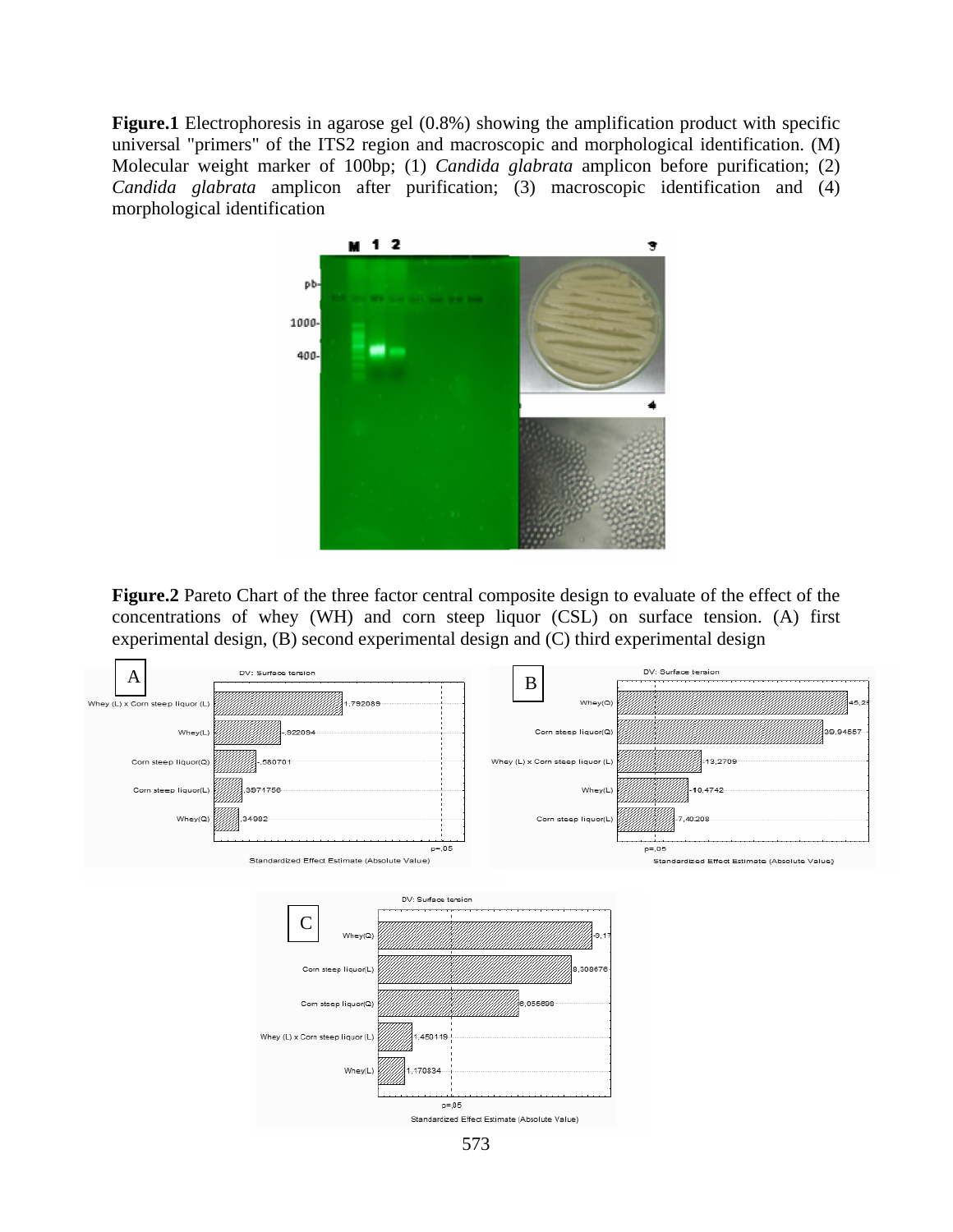**Figure.1** Electrophoresis in agarose gel (0.8%) showing the amplification product with specific universal "primers" of the ITS2 region and macroscopic and morphological identification. (M) Molecular weight marker of 100bp; (1) *Candida glabrata* amplicon before purification; (2) *Candida glabrata* amplicon after purification; (3) macroscopic identification and (4) morphological identification

**Figure.2** Pareto Chart of the three factor central composite design to evaluate of the effect of the concentrations of whey (WH) and corn steep liquor (CSL) on surface tension. (A) first experimental design, (B) second experimental design and (C) third experimental design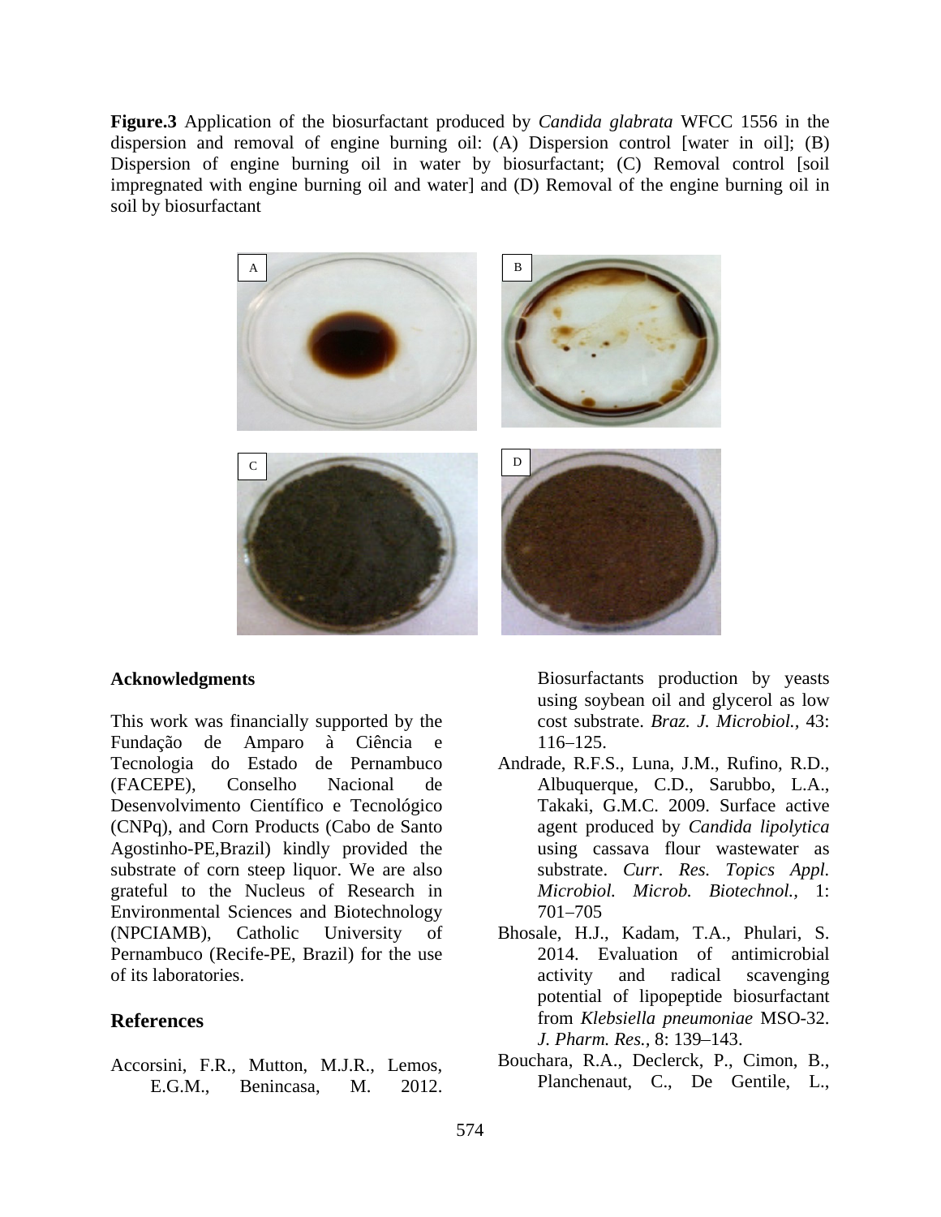**Figure.3** Application of the biosurfactant produced by *Candida glabrata* WFCC 1556 in the dispersion and removal of engine burning oil: (A) Dispersion control [water in oil]; (B) Dispersion of engine burning oil in water by biosurfactant; (C) Removal control [soil impregnated with engine burning oil and water] and (D) Removal of the engine burning oil in soil by biosurfactant

## Acknowledgments

This work was financially supported by the Fundação de Amparo à Ciência e Tecnologia do Estado de Pernambuco (FACEPE), Conselho Nacional de Desenvolvimento Científico e Tecnológico (CNPq), and Corn Products (Cabo de Santo Agostinho-PE,Brazil) kindly provided the substrate of corn steep liquor. We are also grateful to the Nucleus of Research in Environmental Sciences and Biotechnology (NPCIAMB), Catholic University of Pernambuco (Recife-PE, Brazil) for the use of its laboratories.

## References

Accorsini, F.R., Mutton, M.J.R., Lemos, E.G.M., Benincasa, M. 2012. Biosurfactants production by yeasts using soybean oil and glycerol as low cost substrate. *Braz. J. Microbiol.,* 43: 116–125.

Andrade, R.F.S., Luna, J.M., Rufino, R.D., Albuquerque, C.D., Sarubbo, L.A., Takaki, G.M.C. 2009. Surface active agent produced by *Candida lipolytica* using cassava flour wastewater as substrate. *Curr. Res. Topics Appl. Microbiol. Microb. Biotechnol.,* 1: 701–705

Bhosale, H.J., Kadam, T.A., Phulari, S. 2014. Evaluation of antimicrobial activity and radical scavenging potential of lipopeptide biosurfactant from *Klebsiella pneumoniae* MSO-32. *J. Pharm. Res.,* 8: 139–143.

Bouchara, R.A., Declerck, P., Cimon, B., Planchenaut, C., De Gentile, L.,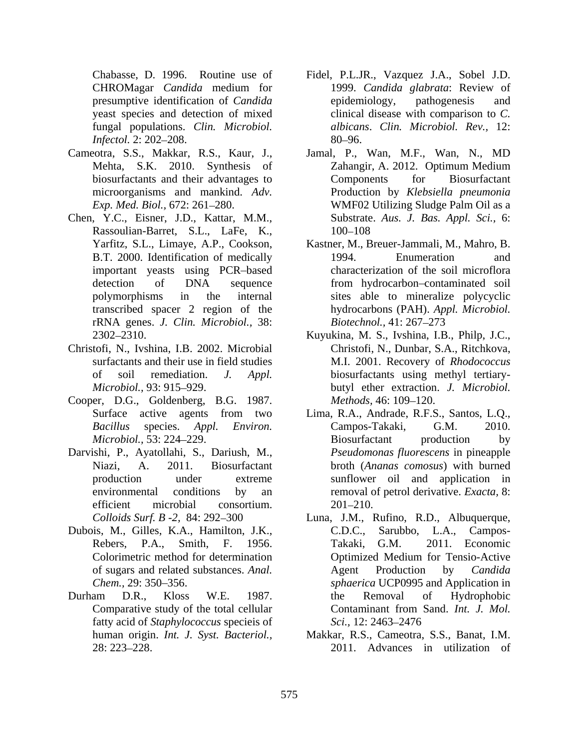Chabasse, D. 1996. Routine use of CHROMagar *Candida* medium for presumptive identification of *Candida* yeast species and detection of mixed fungal populations. *Clin. Microbiol. Infectol.* 2: 202–208.

Cameotra, S.S., Makkar, R.S., Kaur, J., Mehta, S.K. 2010. Synthesis of biosurfactants and their advantages to microorganisms and mankind. *Adv. Exp. Med. Biol.,* 672: 261–280.

Chen, Y.C., Eisner, J.D., Kattar, M.M., Rassoulian-Barret, S.L., LaFe, K., Yarfitz, S.L., Limaye, A.P., Cookson, B.T. 2000. Identification of medically important yeasts using PCR–based detection of DNA sequence polymorphisms in the internal transcribed spacer 2 region of the rRNA genes. *J. Clin. Microbiol.,* 38: 2302–2310.

Christofi, N., Ivshina, I.B. 2002. Microbial surfactants and their use in field studies of soil remediation. *J. Appl. Microbiol.,* 93: 915–929.

Cooper, D.G., Goldenberg, B.G. 1987. Surface active agents from two *Bacillus* species. *Appl. Environ. Microbiol.,* 53: 224–229.

Darvishi, P., Ayatollahi, S., Dariush, M., Niazi, A. 2011. Biosurfactant production under extreme environmental conditions by an efficient microbial consortium. *Colloids Surf. B -2,* 84: 292–300

Dubois, M., Gilles, K.A., Hamilton, J.K., Rebers, P.A., Smith, F. 1956. Colorimetric method for determination of sugars and related substances. *Anal. Chem.,* 29: 350–356.

Durham D.R., Kloss W.E. 1987. Comparative study of the total cellular fatty acid of *Staphylococcus* specieis of human origin. *Int. J. Syst. Bacteriol.,* 28: 223–228.

Fidel, P.L.JR., Vazquez J.A., Sobel J.D. 1999. *Candida glabrata*: Review of epidemiology, pathogenesis and clinical disease with comparison to *C. albicans*. *Clin. Microbiol. Rev.,* 12: 80–96.

Jamal, P., Wan, M.F., Wan, N., MD Zahangir, A. 2012. Optimum Medium Components for Biosurfactant Production by *Klebsiella pneumonia* WMF02 Utilizing Sludge Palm Oil as a Substrate. *Aus. J. Bas. Appl. Sci.,* 6: 100–108

Kastner, M., Breuer-Jammali, M., Mahro, B. 1994. Enumeration and characterization of the soil microflora from hydrocarbon–contaminated soil sites able to mineralize polycyclic hydrocarbons (PAH). *Appl. Microbiol. Biotechnol.,* 41: 267–273

Kuyukina, M. S., Ivshina, I.B., Philp, J.C., Christofi, N., Dunbar, S.A., Ritchkova, M.I. 2001. Recovery of *Rhodococcus* biosurfactants using methyl tertiary-butyl ether extraction. *J. Microbiol. Methods,* 46: 109–120.

Lima, R.A., Andrade, R.F.S., Santos, L.Q., Campos-Takaki, G.M. 2010. Biosurfactant production by *Pseudomonas fluorescens* in pineapple broth (*Ananas comosus*) with burned sunflower oil and application in removal of petrol derivative. *Exacta,* 8: 201–210.

Luna, J.M., Rufino, R.D., Albuquerque, C.D.C., Sarubbo, L.A., Campos-Takaki, G.M. 2011. Economic Optimized Medium for Tensio-Active Agent Production by *Candida sphaerica* UCP0995 and Application in the Removal of Hydrophobic Contaminant from Sand. *Int. J. Mol. Sci.,* 12: 2463–2476

Makkar, R.S., Cameotra, S.S., Banat, I.M. 2011. Advances in utilization of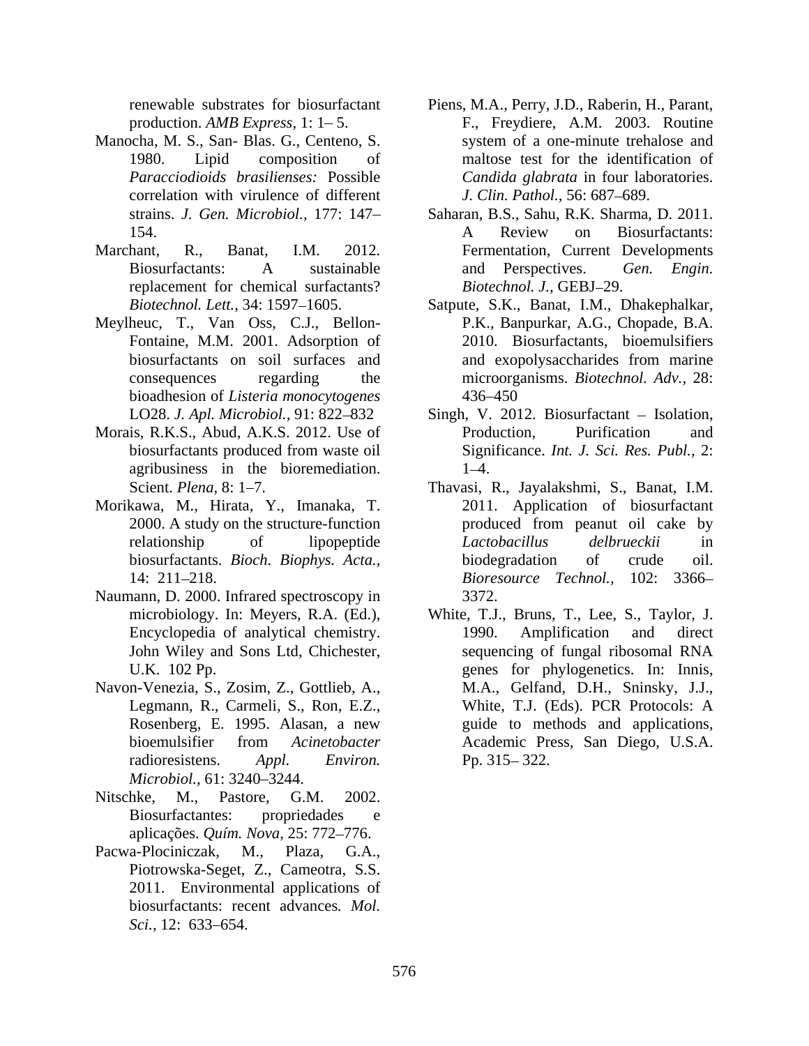renewable substrates for biosurfactant production. *AMB Express,* 1: 1– 5.

Manocha, M. S., San- Blas. G., Centeno, S. 1980. Lipid composition of *Paracciodioids brasilienses:* Possible correlation with virulence of different strains. *J. Gen. Microbiol.,* 177: 147–154.

Marchant, R., Banat, I.M. 2012. Biosurfactants: A sustainable replacement for chemical surfactants? *Biotechnol. Lett.,* 34: 1597–1605.

Meylheuc, T., Van Oss, C.J., Bellon-Fontaine, M.M. 2001. Adsorption of biosurfactants on soil surfaces and consequences regarding the bioadhesion of *Listeria monocytogenes* LO28. *J. Apl. Microbiol.,* 91: 822–832

Morais, R.K.S., Abud, A.K.S. 2012. Use of biosurfactants produced from waste oil agribusiness in the bioremediation. Scient. *Plena,* 8: 1–7.

Morikawa, M., Hirata, Y., Imanaka, T. 2000. A study on the structure-function relationship of lipopeptide biosurfactants. *Bioch. Biophys. Acta.,* 14: 211–218.

Naumann, D. 2000. Infrared spectroscopy in microbiology. In: Meyers, R.A. (Ed.), Encyclopedia of analytical chemistry. John Wiley and Sons Ltd, Chichester, U.K. 102 Pp.

Navon-Venezia, S., Zosim, Z., Gottlieb, A., Legmann, R., Carmeli, S., Ron, E.Z., Rosenberg, E. 1995. Alasan, a new bioemulsifier from *Acinetobacter* radioresistens. *Appl. Environ. Microbiol.,* 61: 3240–3244.

Nitschke, M., Pastore, G.M. 2002. Biosurfactantes: propriedades e aplicações. *Quím. Nova,* 25: 772–776.

Pacwa-Plociniczak, M., Plaza, G.A., Piotrowska-Seget, Z., Cameotra, S.S. 2011. Environmental applications of biosurfactants: recent advances*. Mol. Sci.,* 12: 633–654.

Piens, M.A., Perry, J.D., Raberin, H., Parant, F., Freydiere, A.M. 2003. Routine system of a one-minute trehalose and maltose test for the identification of *Candida glabrata* in four laboratories. *J. Clin. Pathol.,* 56: 687–689.

Saharan, B.S., Sahu, R.K. Sharma, D. 2011. A Review on Biosurfactants: Fermentation, Current Developments and Perspectives. *Gen. Engin. Biotechnol. J.,* GEBJ–29.

Satpute, S.K., Banat, I.M., Dhakephalkar, P.K., Banpurkar, A.G., Chopade, B.A. 2010. Biosurfactants, bioemulsifiers and exopolysaccharides from marine microorganisms. *Biotechnol. Adv.,* 28: 436–450

Singh, V. 2012. Biosurfactant – Isolation, Production, Purification and Significance. *Int. J. Sci. Res. Publ.,* 2: 1–4.

Thavasi, R., Jayalakshmi, S., Banat, I.M. 2011. Application of biosurfactant produced from peanut oil cake by *Lactobacillus delbrueckii* in biodegradation of crude oil. *Bioresource Technol.,* 102: 3366–3372.

White, T.J., Bruns, T., Lee, S., Taylor, J. 1990. Amplification and direct sequencing of fungal ribosomal RNA genes for phylogenetics. In: Innis, M.A., Gelfand, D.H., Sninsky, J.J., White, T.J. (Eds). PCR Protocols: A guide to methods and applications, Academic Press, San Diego, U.S.A. Pp. 315– 322.